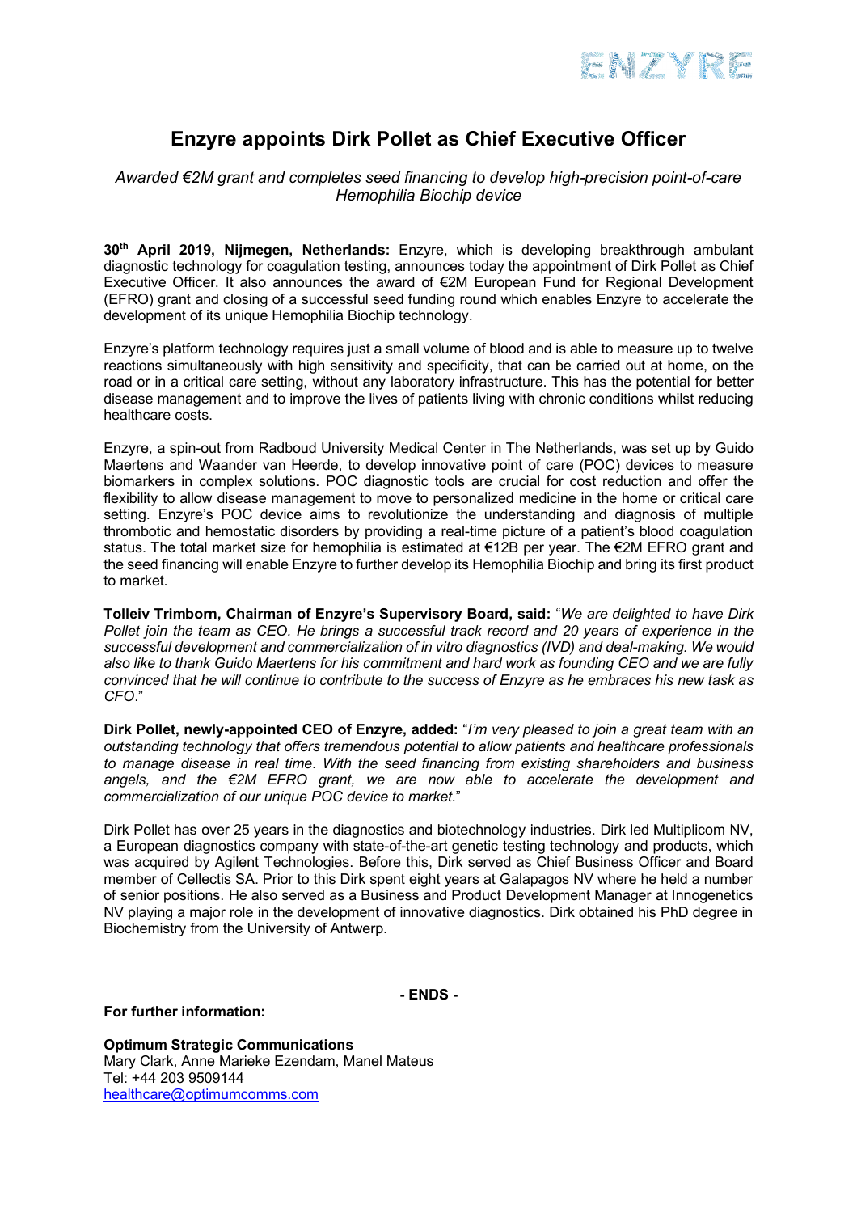ENZYRE

# Enzyre appoints Dirk Pollet as Chief Executive Officer

*Awarded €2M grant and completes seed financing to develop high-precision point-of-care Hemophilia Biochip device*

**30th April 2019, Nijmegen, Netherlands:** Enzyre, which is developing breakthrough ambulant diagnostic technology for coagulation testing, announces today the appointment of Dirk Pollet as Chief Executive Officer. It also announces the award of €2M European Fund for Regional Development (EFRO) grant and closing of a successful seed funding round which enables Enzyre to accelerate the development of its unique Hemophilia Biochip technology.

Enzyre's platform technology requires just a small volume of blood and is able to measure up to twelve reactions simultaneously with high sensitivity and specificity, that can be carried out at home, on the road or in a critical care setting, without any laboratory infrastructure. This has the potential for better disease management and to improve the lives of patients living with chronic conditions whilst reducing healthcare costs.

Enzyre, a spin-out from Radboud University Medical Center in The Netherlands, was set up by Guido Maertens and Waander van Heerde, to develop innovative point of care (POC) devices to measure biomarkers in complex solutions. POC diagnostic tools are crucial for cost reduction and offer the flexibility to allow disease management to move to personalized medicine in the home or critical care setting. Enzyre's POC device aims to revolutionize the understanding and diagnosis of multiple thrombotic and hemostatic disorders by providing a real-time picture of a patient's blood coagulation status. The total market size for hemophilia is estimated at €12B per year. The €2M EFRO grant and the seed financing will enable Enzyre to further develop its Hemophilia Biochip and bring its first product to market.

**Tolleiv Trimborn, Chairman of Enzyre's Supervisory Board, said:** "*We are delighted to have Dirk Pollet join the team as CEO. He brings a successful track record and 20 years of experience in the successful development and commercialization of in vitro diagnostics (IVD) and deal-making. We would also like to thank Guido Maertens for his commitment and hard work as founding CEO and we are fully convinced that he will continue to contribute to the success of Enzyre as he embraces his new task as CFO.*"

**Dirk Pollet, newly-appointed CEO of Enzyre, added:** "*I'm very pleased to join a great team with an outstanding technology that offers tremendous potential to allow patients and healthcare professionals to manage disease in real time. With the seed financing from existing shareholders and business angels, and the €2M EFRO grant, we are now able to accelerate the development and commercialization of our unique POC device to market.*"

Dirk Pollet has over 25 years in the diagnostics and biotechnology industries. Dirk led Multiplicom NV, a European diagnostics company with state-of-the-art genetic testing technology and products, which was acquired by Agilent Technologies. Before this, Dirk served as Chief Business Officer and Board member of Cellectis SA. Prior to this Dirk spent eight years at Galapagos NV where he held a number of senior positions. He also served as a Business and Product Development Manager at Innogenetics NV playing a major role in the development of innovative diagnostics. Dirk obtained his PhD degree in Biochemistry from the University of Antwerp.

**- ENDS -**

**For further information:**

**Optimum Strategic Communications**
Mary Clark, Anne Marieke Ezendam, Manel Mateus
Tel: +44 203 9509144
healthcare@optimumcomms.com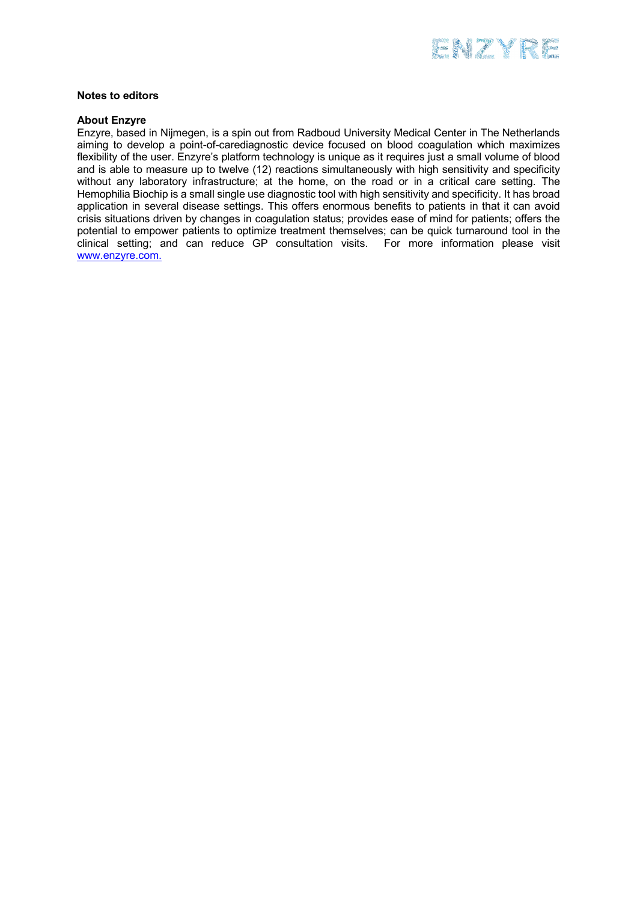**Notes to editors**

**About Enzyre**

Enzyre, based in Nijmegen, is a spin out from Radboud University Medical Center in The Netherlands aiming to develop a point-of-carediagnostic device focused on blood coagulation which maximizes flexibility of the user. Enzyre's platform technology is unique as it requires just a small volume of blood and is able to measure up to twelve (12) reactions simultaneously with high sensitivity and specificity without any laboratory infrastructure; at the home, on the road or in a critical care setting. The Hemophilia Biochip is a small single use diagnostic tool with high sensitivity and specificity. It has broad application in several disease settings. This offers enormous benefits to patients in that it can avoid crisis situations driven by changes in coagulation status; provides ease of mind for patients; offers the potential to empower patients to optimize treatment themselves; can be quick turnaround tool in the clinical setting; and can reduce GP consultation visits. For more information please visit www.enzyre.com.